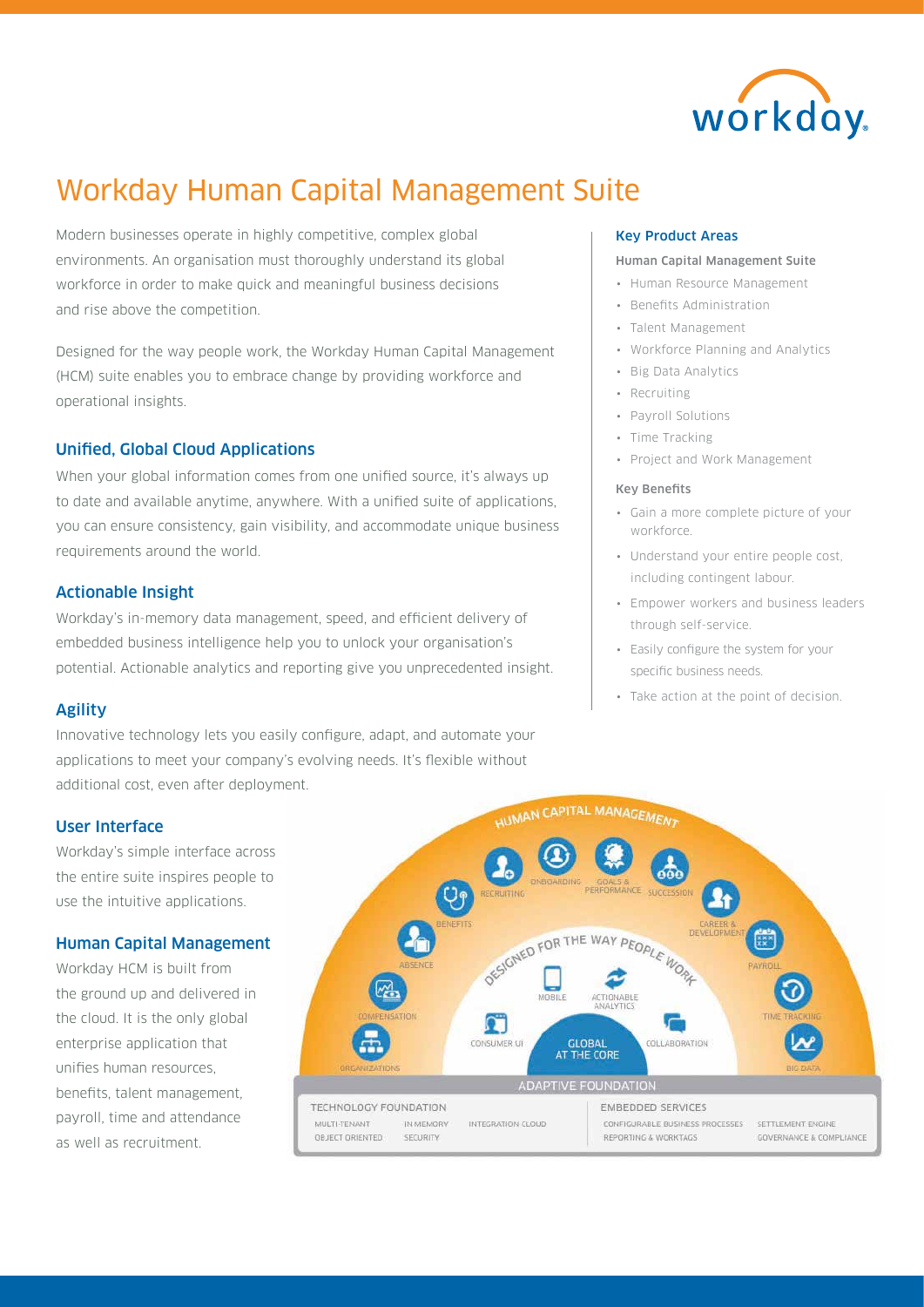# Workday Human Capital Management Suite

Modern businesses operate in highly competitive, complex global environments. An organisation must thoroughly understand its global workforce in order to make quick and meaningful business decisions and rise above the competition.

Designed for the way people work, the Workday Human Capital Management (HCM) suite enables you to embrace change by providing workforce and operational insights.

## Unified, Global Cloud Applications

When your global information comes from one unified source, it's always up to date and available anytime, anywhere. With a unified suite of applications, you can ensure consistency, gain visibility, and accommodate unique business requirements around the world.

## Actionable Insight

Workday's in-memory data management, speed, and efficient delivery of embedded business intelligence help you to unlock your organisation's potential. Actionable analytics and reporting give you unprecedented insight.

## Agility

Innovative technology lets you easily configure, adapt, and automate your applications to meet your company's evolving needs. It's flexible without additional cost, even after deployment.

## User Interface

Workday's simple interface across the entire suite inspires people to use the intuitive applications.

## Human Capital Management

Workday HCM is built from the ground up and delivered in the cloud. It is the only global enterprise application that unifies human resources, benefits, talent management, payroll, time and attendance as well as recruitment.

## Key Product Areas

**Human Capital Management Suite**

- Human Resource Management
- Benefits Administration
- Talent Management
- Workforce Planning and Analytics
- Big Data Analytics
- Recruiting
- Payroll Solutions
- Time Tracking
- Project and Work Management

**Key Benefits**

- Gain a more complete picture of your workforce.
- Understand your entire people cost, including contingent labour.
- Empower workers and business leaders through self-service.
- Easily configure the system for your specific business needs.
- Take action at the point of decision.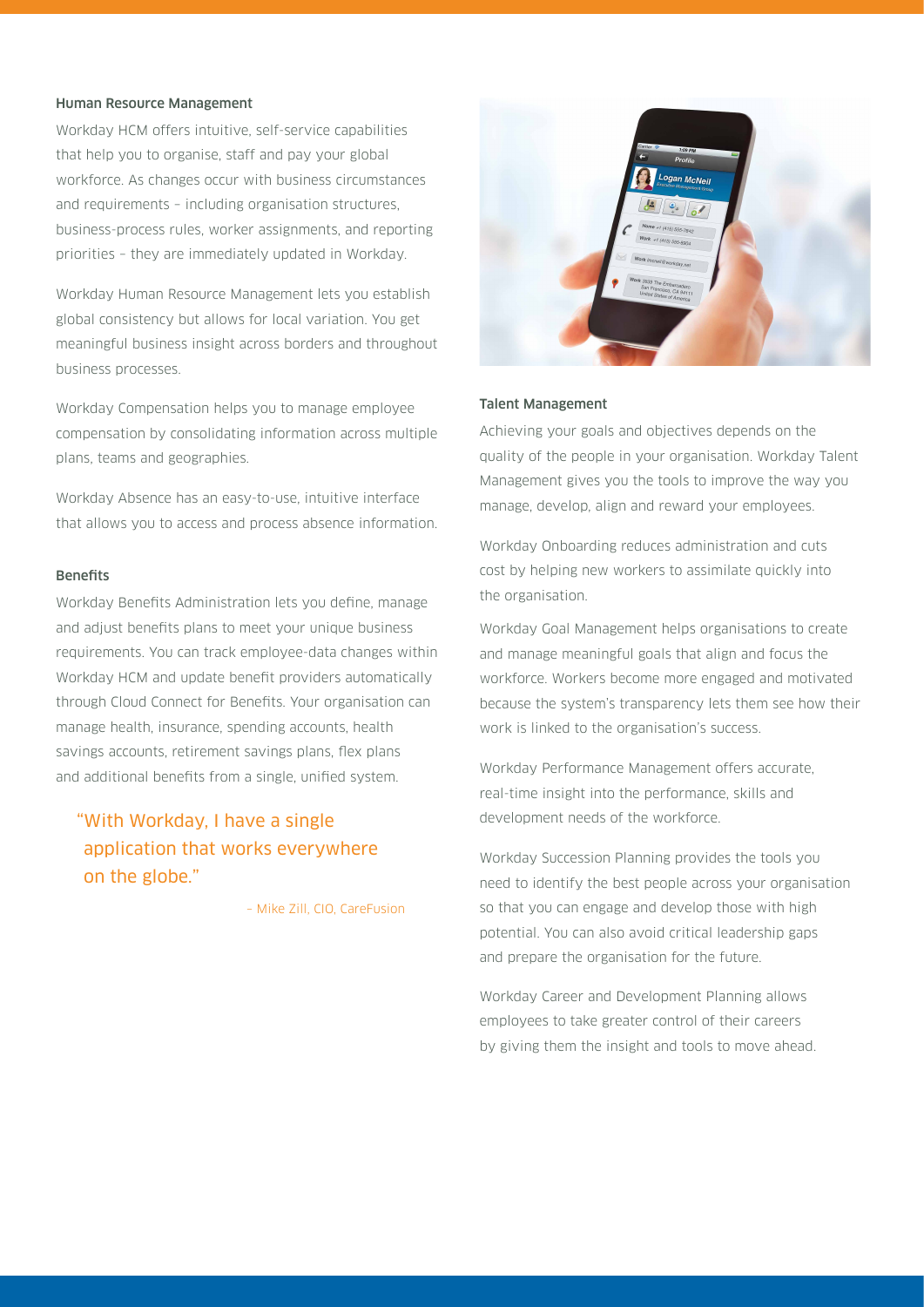## Human Resource Management

Workday HCM offers intuitive, self-service capabilities that help you to organise, staff and pay your global workforce. As changes occur with business circumstances and requirements – including organisation structures, business-process rules, worker assignments, and reporting priorities – they are immediately updated in Workday.

Workday Human Resource Management lets you establish global consistency but allows for local variation. You get meaningful business insight across borders and throughout business processes.

Workday Compensation helps you to manage employee compensation by consolidating information across multiple plans, teams and geographies.

Workday Absence has an easy-to-use, intuitive interface that allows you to access and process absence information.

## Benefits

Workday Benefits Administration lets you define, manage and adjust benefits plans to meet your unique business requirements. You can track employee-data changes within Workday HCM and update benefit providers automatically through Cloud Connect for Benefits. Your organisation can manage health, insurance, spending accounts, health savings accounts, retirement savings plans, flex plans and additional benefits from a single, unified system.

> "With Workday, I have a single application that works everywhere on the globe."
>
> – Mike Zill, CIO, CareFusion

## Talent Management

Achieving your goals and objectives depends on the quality of the people in your organisation. Workday Talent Management gives you the tools to improve the way you manage, develop, align and reward your employees.

Workday Onboarding reduces administration and cuts cost by helping new workers to assimilate quickly into the organisation.

Workday Goal Management helps organisations to create and manage meaningful goals that align and focus the workforce. Workers become more engaged and motivated because the system's transparency lets them see how their work is linked to the organisation's success.

Workday Performance Management offers accurate, real-time insight into the performance, skills and development needs of the workforce.

Workday Succession Planning provides the tools you need to identify the best people across your organisation so that you can engage and develop those with high potential. You can also avoid critical leadership gaps and prepare the organisation for the future.

Workday Career and Development Planning allows employees to take greater control of their careers by giving them the insight and tools to move ahead.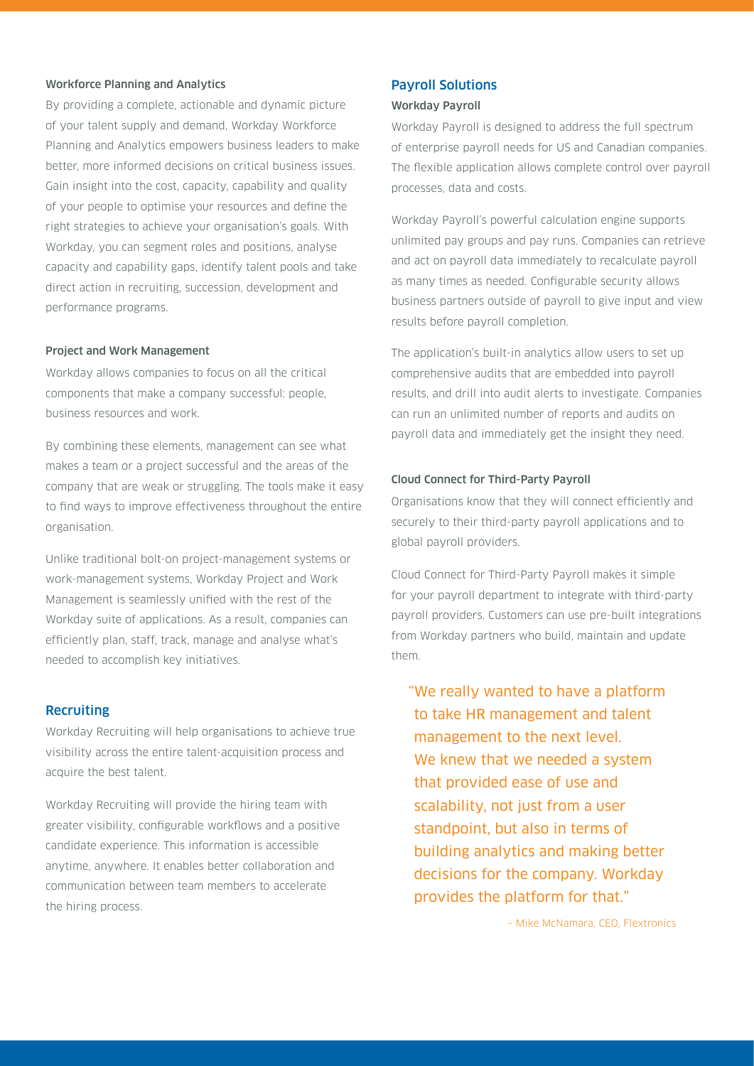### Workforce Planning and Analytics

By providing a complete, actionable and dynamic picture of your talent supply and demand, Workday Workforce Planning and Analytics empowers business leaders to make better, more informed decisions on critical business issues. Gain insight into the cost, capacity, capability and quality of your people to optimise your resources and define the right strategies to achieve your organisation's goals. With Workday, you can segment roles and positions, analyse capacity and capability gaps, identify talent pools and take direct action in recruiting, succession, development and performance programs.

### Project and Work Management

Workday allows companies to focus on all the critical components that make a company successful: people, business resources and work.

By combining these elements, management can see what makes a team or a project successful and the areas of the company that are weak or struggling. The tools make it easy to find ways to improve effectiveness throughout the entire organisation.

Unlike traditional bolt-on project-management systems or work-management systems, Workday Project and Work Management is seamlessly unified with the rest of the Workday suite of applications. As a result, companies can efficiently plan, staff, track, manage and analyse what's needed to accomplish key initiatives.

## Recruiting

Workday Recruiting will help organisations to achieve true visibility across the entire talent-acquisition process and acquire the best talent.

Workday Recruiting will provide the hiring team with greater visibility, configurable workflows and a positive candidate experience. This information is accessible anytime, anywhere. It enables better collaboration and communication between team members to accelerate the hiring process.

## Payroll Solutions

### Workday Payroll

Workday Payroll is designed to address the full spectrum of enterprise payroll needs for US and Canadian companies. The flexible application allows complete control over payroll processes, data and costs.

Workday Payroll's powerful calculation engine supports unlimited pay groups and pay runs. Companies can retrieve and act on payroll data immediately to recalculate payroll as many times as needed. Configurable security allows business partners outside of payroll to give input and view results before payroll completion.

The application's built-in analytics allow users to set up comprehensive audits that are embedded into payroll results, and drill into audit alerts to investigate. Companies can run an unlimited number of reports and audits on payroll data and immediately get the insight they need.

### Cloud Connect for Third-Party Payroll

Organisations know that they will connect efficiently and securely to their third-party payroll applications and to global payroll providers.

Cloud Connect for Third-Party Payroll makes it simple for your payroll department to integrate with third-party payroll providers. Customers can use pre-built integrations from Workday partners who build, maintain and update them.

> "We really wanted to have a platform to take HR management and talent management to the next level. We knew that we needed a system that provided ease of use and scalability, not just from a user standpoint, but also in terms of building analytics and making better decisions for the company. Workday provides the platform for that."
>
> – Mike McNamara, CEO, Flextronics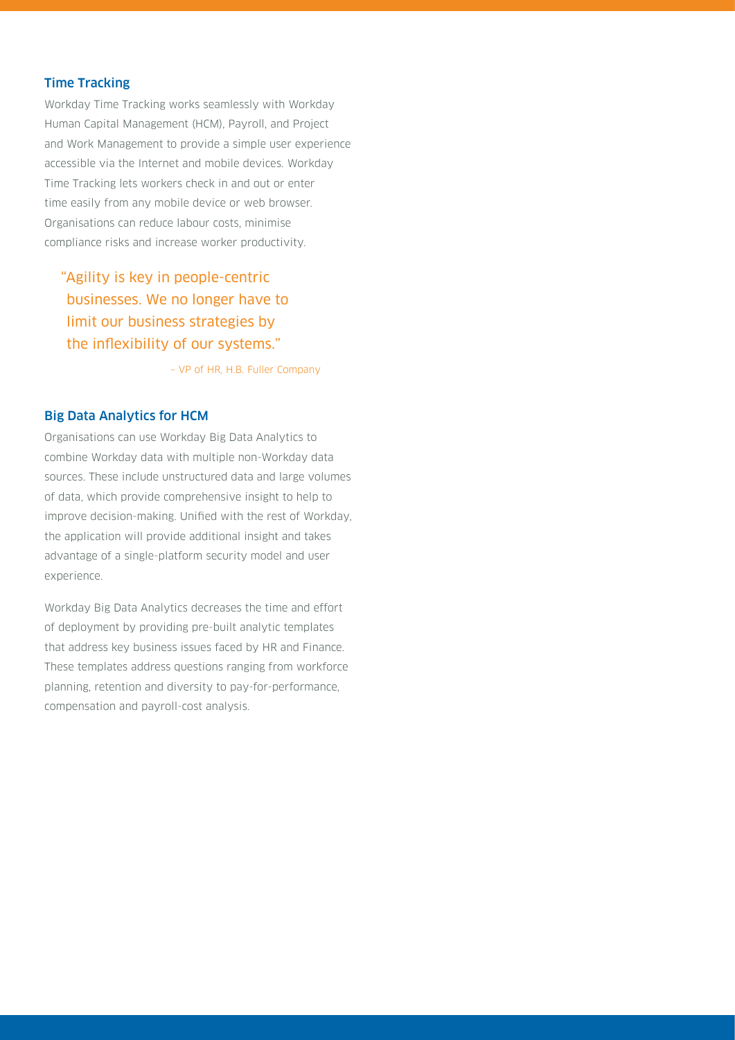### Time Tracking

Workday Time Tracking works seamlessly with Workday Human Capital Management (HCM), Payroll, and Project and Work Management to provide a simple user experience accessible via the Internet and mobile devices. Workday Time Tracking lets workers check in and out or enter time easily from any mobile device or web browser. Organisations can reduce labour costs, minimise compliance risks and increase worker productivity.

> "Agility is key in people-centric businesses. We no longer have to limit our business strategies by the inflexibility of our systems."
>
> – VP of HR, H.B. Fuller Company

### Big Data Analytics for HCM

Organisations can use Workday Big Data Analytics to combine Workday data with multiple non-Workday data sources. These include unstructured data and large volumes of data, which provide comprehensive insight to help to improve decision-making. Unified with the rest of Workday, the application will provide additional insight and takes advantage of a single-platform security model and user experience.

Workday Big Data Analytics decreases the time and effort of deployment by providing pre-built analytic templates that address key business issues faced by HR and Finance. These templates address questions ranging from workforce planning, retention and diversity to pay-for-performance, compensation and payroll-cost analysis.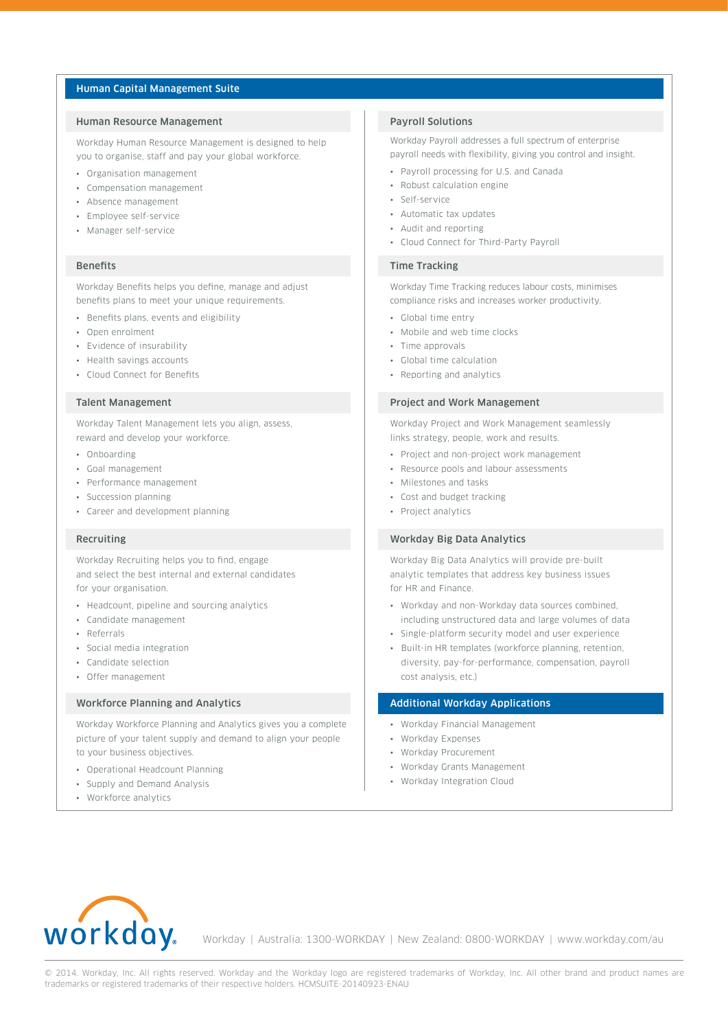## Human Capital Management Suite

### Human Resource Management

Workday Human Resource Management is designed to help you to organise, staff and pay your global workforce.

- Organisation management
- Compensation management
- Absence management
- Employee self-service
- Manager self-service

### Benefits

Workday Benefits helps you define, manage and adjust benefits plans to meet your unique requirements.

- Benefits plans, events and eligibility
- Open enrolment
- Evidence of insurability
- Health savings accounts
- Cloud Connect for Benefits

### Talent Management

Workday Talent Management lets you align, assess, reward and develop your workforce.

- Onboarding
- Goal management
- Performance management
- Succession planning
- Career and development planning

### Recruiting

Workday Recruiting helps you to find, engage and select the best internal and external candidates for your organisation.

- Headcount, pipeline and sourcing analytics
- Candidate management
- Referrals
- Social media integration
- Candidate selection
- Offer management

### Workforce Planning and Analytics

Workday Workforce Planning and Analytics gives you a complete picture of your talent supply and demand to align your people to your business objectives.

- Operational Headcount Planning
- Supply and Demand Analysis
- Workforce analytics

### Payroll Solutions

Workday Payroll addresses a full spectrum of enterprise payroll needs with flexibility, giving you control and insight.

- Payroll processing for U.S. and Canada
- Robust calculation engine
- Self-service
- Automatic tax updates
- Audit and reporting
- Cloud Connect for Third-Party Payroll

### Time Tracking

Workday Time Tracking reduces labour costs, minimises compliance risks and increases worker productivity.

- Global time entry
- Mobile and web time clocks
- Time approvals
- Global time calculation
- Reporting and analytics

### Project and Work Management

Workday Project and Work Management seamlessly links strategy, people, work and results.

- Project and non-project work management
- Resource pools and labour assessments
- Milestones and tasks
- Cost and budget tracking
- Project analytics

### Workday Big Data Analytics

Workday Big Data Analytics will provide pre-built analytic templates that address key business issues for HR and Finance.

- Workday and non-Workday data sources combined, including unstructured data and large volumes of data
- Single-platform security model and user experience
- Built-in HR templates (workforce planning, retention, diversity, pay-for-performance, compensation, payroll cost analysis, etc.)

### Additional Workday Applications

- Workday Financial Management
- Workday Expenses
- Workday Procurement
- Workday Grants Management
- Workday Integration Cloud

workday.

Workday | Australia: 1300-WORKDAY | New Zealand: 0800-WORKDAY | www.workday.com/au

© 2014. Workday, Inc. All rights reserved. Workday and the Workday logo are registered trademarks of Workday, Inc. All other brand and product names are trademarks or registered trademarks of their respective holders. HCMSUITE-20140923-ENAU